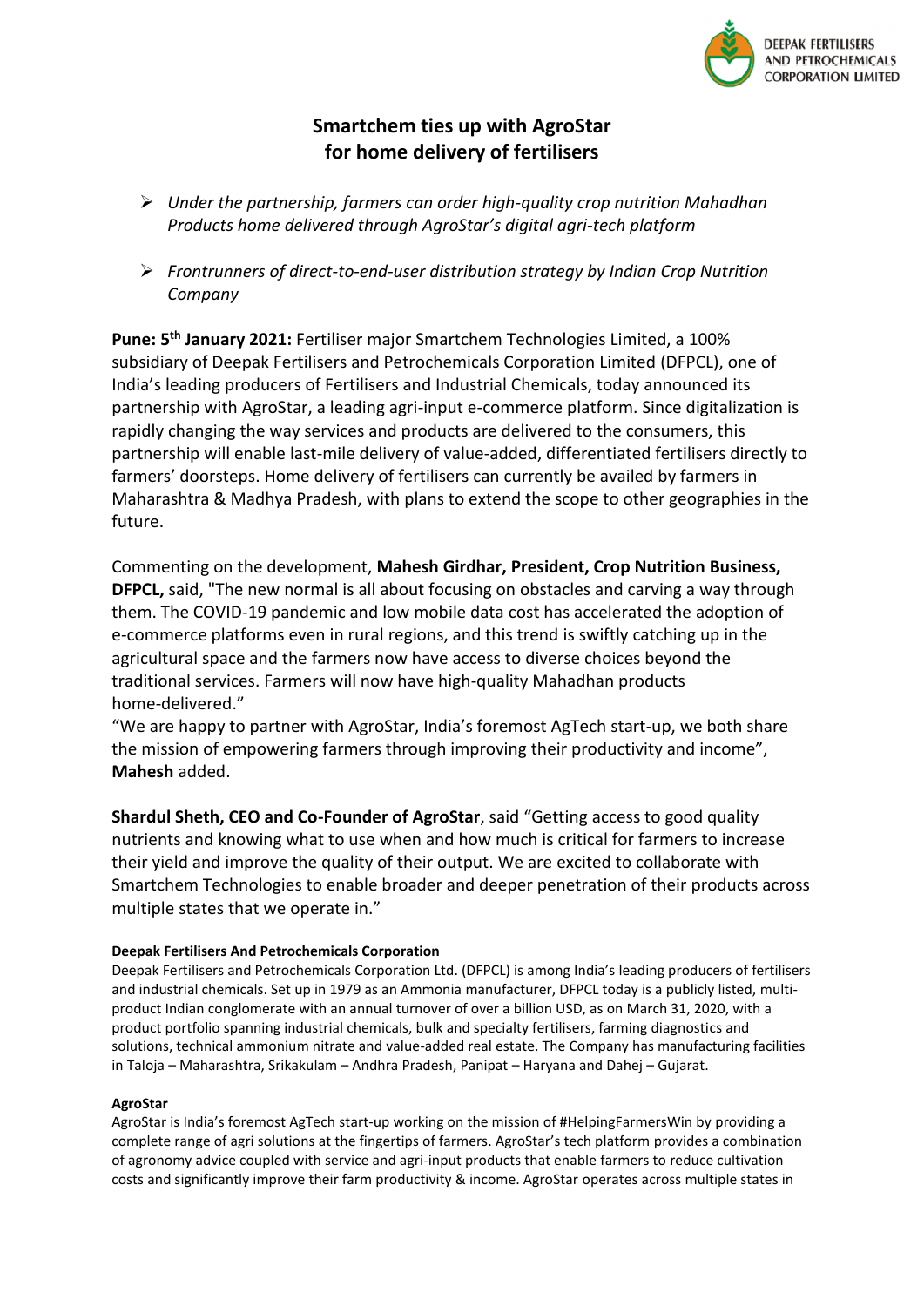DEEPAK FERTILISERS AND PETROCHEMICALS CORPORATION LIMITED

# Smartchem ties up with AgroStar for home delivery of fertilisers

- *Under the partnership, farmers can order high-quality crop nutrition Mahadhan Products home delivered through AgroStar's digital agri-tech platform*
- *Frontrunners of direct-to-end-user distribution strategy by Indian Crop Nutrition Company*

**Pune: 5th January 2021:** Fertiliser major Smartchem Technologies Limited, a 100% subsidiary of Deepak Fertilisers and Petrochemicals Corporation Limited (DFPCL), one of India's leading producers of Fertilisers and Industrial Chemicals, today announced its partnership with AgroStar, a leading agri-input e-commerce platform. Since digitalization is rapidly changing the way services and products are delivered to the consumers, this partnership will enable last-mile delivery of value-added, differentiated fertilisers directly to farmers' doorsteps. Home delivery of fertilisers can currently be availed by farmers in Maharashtra & Madhya Pradesh, with plans to extend the scope to other geographies in the future.

Commenting on the development, **Mahesh Girdhar, President, Crop Nutrition Business, DFPCL,** said, "The new normal is all about focusing on obstacles and carving a way through them. The COVID-19 pandemic and low mobile data cost has accelerated the adoption of e-commerce platforms even in rural regions, and this trend is swiftly catching up in the agricultural space and the farmers now have access to diverse choices beyond the traditional services. Farmers will now have high-quality Mahadhan products home-delivered."
"We are happy to partner with AgroStar, India's foremost AgTech start-up, we both share the mission of empowering farmers through improving their productivity and income", **Mahesh** added.

**Shardul Sheth, CEO and Co-Founder of AgroStar**, said "Getting access to good quality nutrients and knowing what to use when and how much is critical for farmers to increase their yield and improve the quality of their output. We are excited to collaborate with Smartchem Technologies to enable broader and deeper penetration of their products across multiple states that we operate in."

**Deepak Fertilisers And Petrochemicals Corporation**

Deepak Fertilisers and Petrochemicals Corporation Ltd. (DFPCL) is among India's leading producers of fertilisers and industrial chemicals. Set up in 1979 as an Ammonia manufacturer, DFPCL today is a publicly listed, multi-product Indian conglomerate with an annual turnover of over a billion USD, as on March 31, 2020, with a product portfolio spanning industrial chemicals, bulk and specialty fertilisers, farming diagnostics and solutions, technical ammonium nitrate and value-added real estate. The Company has manufacturing facilities in Taloja – Maharashtra, Srikakulam – Andhra Pradesh, Panipat – Haryana and Dahej – Gujarat.

**AgroStar**

AgroStar is India's foremost AgTech start-up working on the mission of #HelpingFarmersWin by providing a complete range of agri solutions at the fingertips of farmers. AgroStar's tech platform provides a combination of agronomy advice coupled with service and agri-input products that enable farmers to reduce cultivation costs and significantly improve their farm productivity & income. AgroStar operates across multiple states in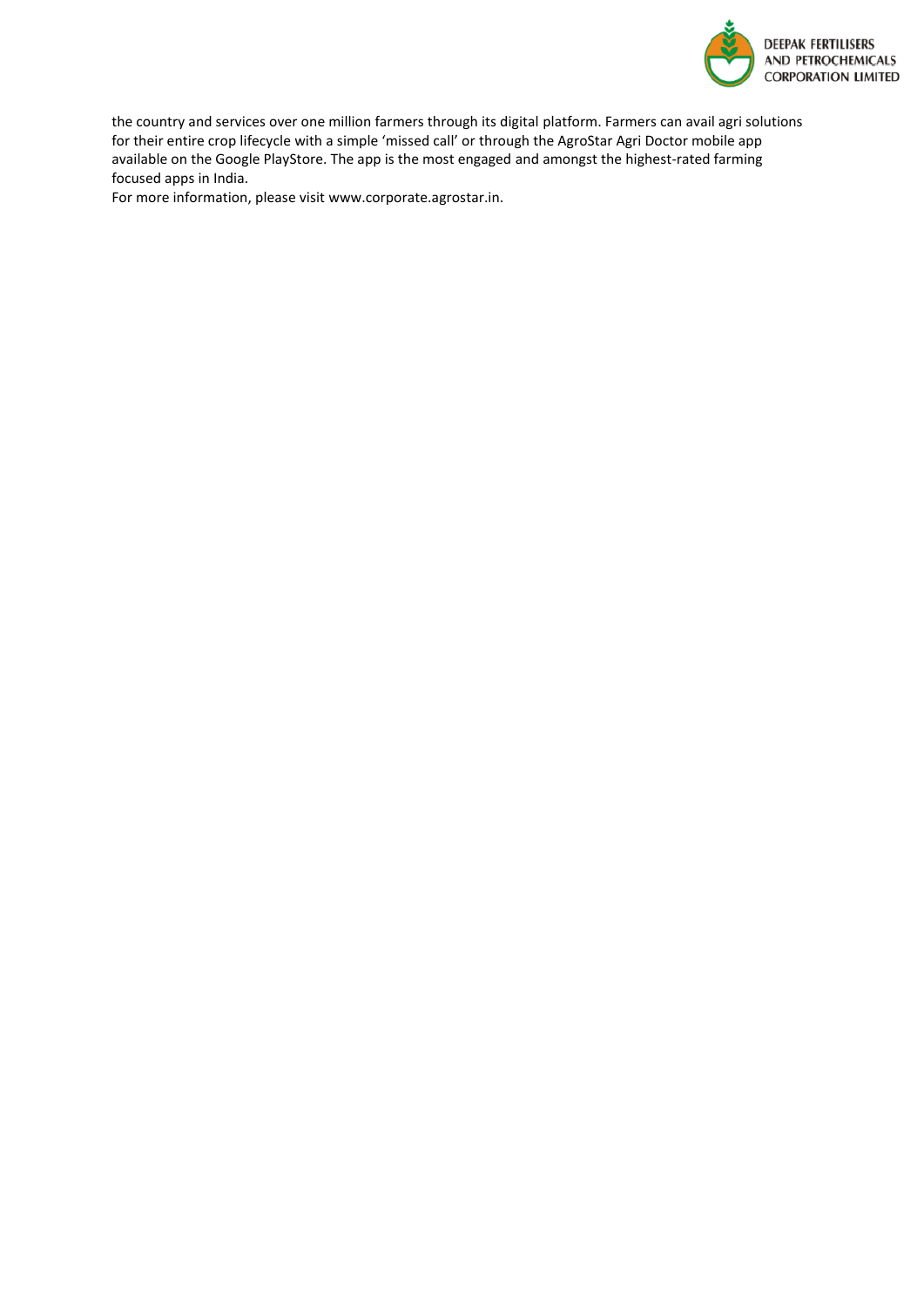the country and services over one million farmers through its digital platform. Farmers can avail agri solutions for their entire crop lifecycle with a simple 'missed call' or through the AgroStar Agri Doctor mobile app available on the Google PlayStore. The app is the most engaged and amongst the highest-rated farming focused apps in India.

For more information, please visit www.corporate.agrostar.in.